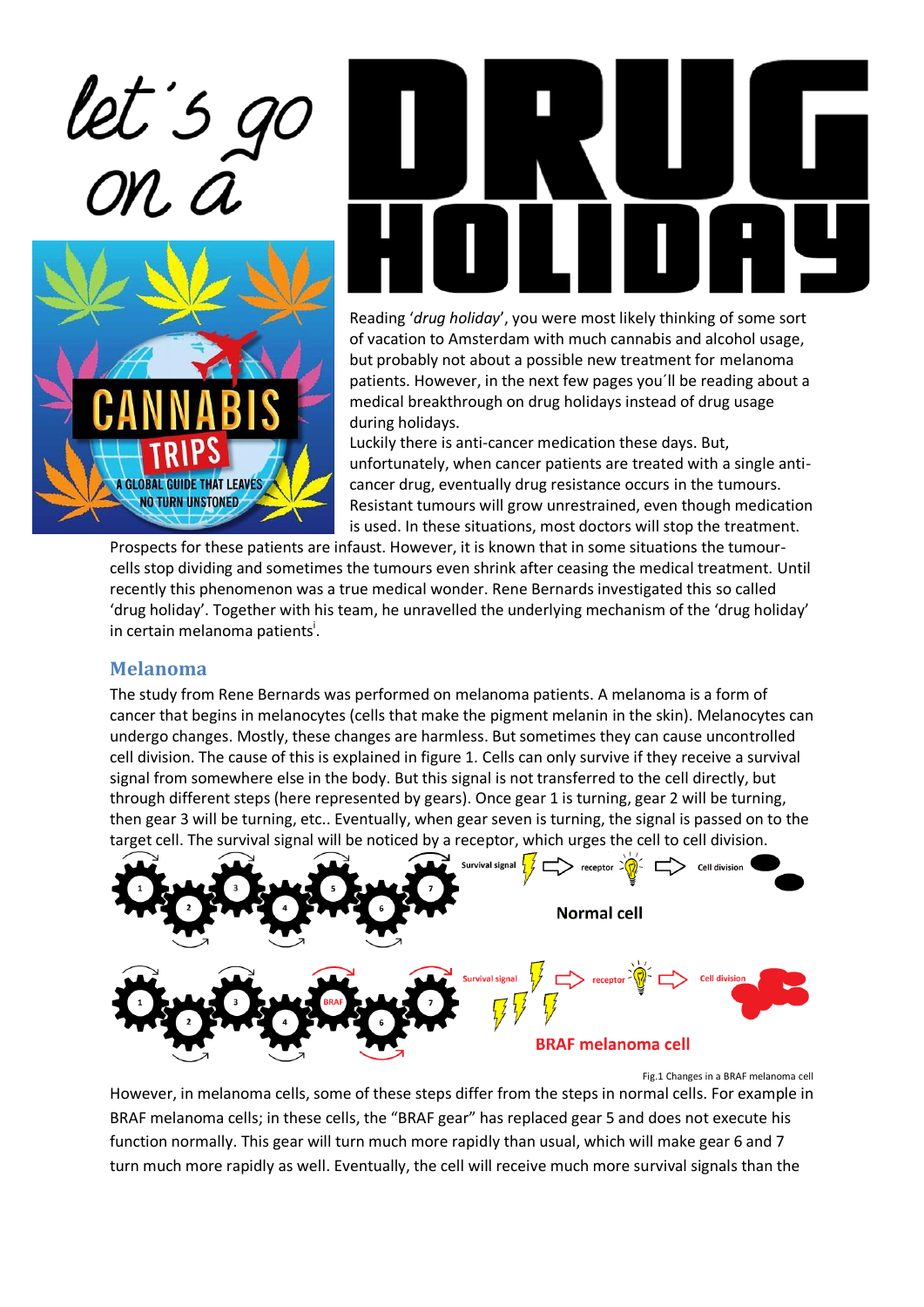# let's go on a DRUG HOLIDAY

Reading '*drug holiday*', you were most likely thinking of some sort of vacation to Amsterdam with much cannabis and alcohol usage, but probably not about a possible new treatment for melanoma patients. However, in the next few pages you´ll be reading about a medical breakthrough on drug holidays instead of drug usage during holidays.

Luckily there is anti-cancer medication these days. But, unfortunately, when cancer patients are treated with a single anti-cancer drug, eventually drug resistance occurs in the tumours. Resistant tumours will grow unrestrained, even though medication is used. In these situations, most doctors will stop the treatment. Prospects for these patients are infaust. However, it is known that in some situations the tumour-cells stop dividing and sometimes the tumours even shrink after ceasing the medical treatment. Until recently this phenomenon was a true medical wonder. Rene Bernards investigated this so called 'drug holiday'. Together with his team, he unravelled the underlying mechanism of the 'drug holiday' in certain melanoma patients[i].

## Melanoma

The study from Rene Bernards was performed on melanoma patients. A melanoma is a form of cancer that begins in melanocytes (cells that make the pigment melanin in the skin). Melanocytes can undergo changes. Mostly, these changes are harmless. But sometimes they can cause uncontrolled cell division. The cause of this is explained in figure 1. Cells can only survive if they receive a survival signal from somewhere else in the body. But this signal is not transferred to the cell directly, but through different steps (here represented by gears). Once gear 1 is turning, gear 2 will be turning, then gear 3 will be turning, etc.. Eventually, when gear seven is turning, the signal is passed on to the target cell. The survival signal will be noticed by a receptor, which urges the cell to cell division.

Fig.1 Changes in a BRAF melanoma cell

However, in melanoma cells, some of these steps differ from the steps in normal cells. For example in BRAF melanoma cells; in these cells, the "BRAF gear" has replaced gear 5 and does not execute his function normally. This gear will turn much more rapidly than usual, which will make gear 6 and 7 turn much more rapidly as well. Eventually, the cell will receive much more survival signals than the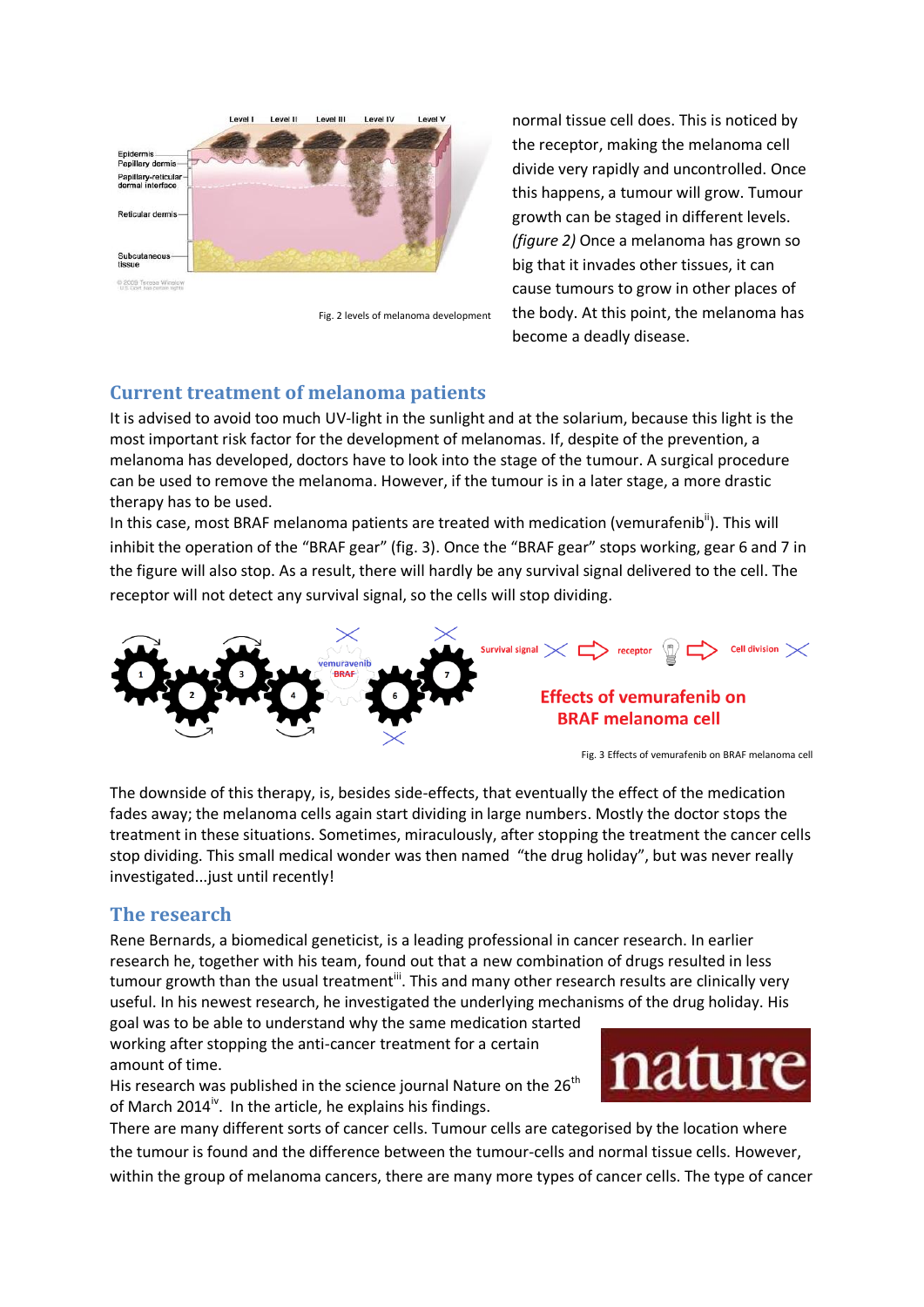Fig. 2 levels of melanoma development

normal tissue cell does. This is noticed by the receptor, making the melanoma cell divide very rapidly and uncontrolled. Once this happens, a tumour will grow. Tumour growth can be staged in different levels. *(figure 2)* Once a melanoma has grown so big that it invades other tissues, it can cause tumours to grow in other places of the body. At this point, the melanoma has become a deadly disease.

## Current treatment of melanoma patients

It is advised to avoid too much UV-light in the sunlight and at the solarium, because this light is the most important risk factor for the development of melanomas. If, despite of the prevention, a melanoma has developed, doctors have to look into the stage of the tumour. A surgical procedure can be used to remove the melanoma. However, if the tumour is in a later stage, a more drastic therapy has to be used.

In this case, most BRAF melanoma patients are treated with medication (vemurafenib[ii]). This will inhibit the operation of the "BRAF gear" (fig. 3). Once the "BRAF gear" stops working, gear 6 and 7 in the figure will also stop. As a result, there will hardly be any survival signal delivered to the cell. The receptor will not detect any survival signal, so the cells will stop dividing.

Fig. 3 Effects of vemurafenib on BRAF melanoma cell

The downside of this therapy, is, besides side-effects, that eventually the effect of the medication fades away; the melanoma cells again start dividing in large numbers. Mostly the doctor stops the treatment in these situations. Sometimes, miraculously, after stopping the treatment the cancer cells stop dividing. This small medical wonder was then named "the drug holiday", but was never really investigated...just until recently!

## The research

Rene Bernards, a biomedical geneticist, is a leading professional in cancer research. In earlier research he, together with his team, found out that a new combination of drugs resulted in less tumour growth than the usual treatment[iii]. This and many other research results are clinically very useful. In his newest research, he investigated the underlying mechanisms of the drug holiday. His goal was to be able to understand why the same medication started working after stopping the anti-cancer treatment for a certain amount of time.

His research was published in the science journal Nature on the 26th of March 2014[iv]. In the article, he explains his findings.

There are many different sorts of cancer cells. Tumour cells are categorised by the location where the tumour is found and the difference between the tumour-cells and normal tissue cells. However, within the group of melanoma cancers, there are many more types of cancer cells. The type of cancer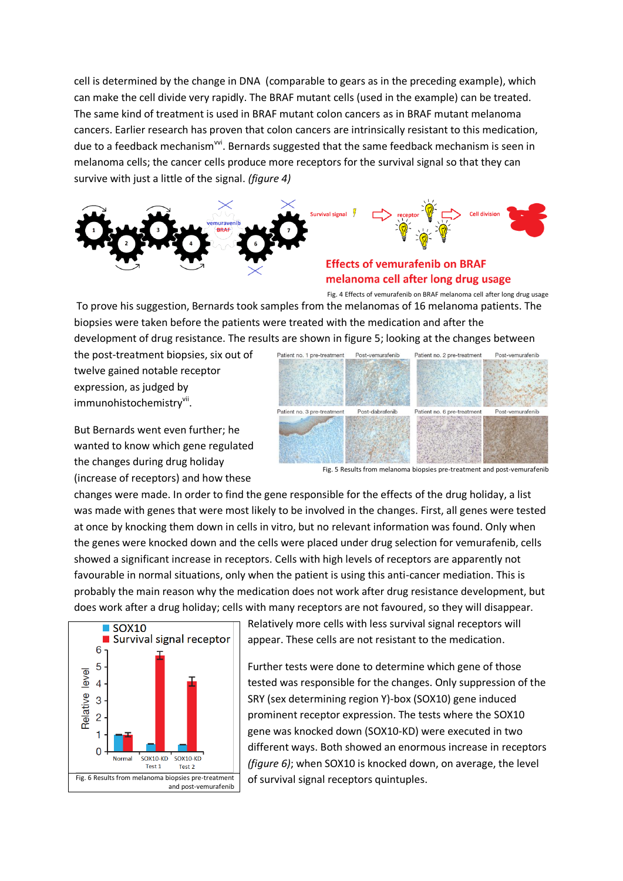cell is determined by the change in DNA (comparable to gears as in the preceding example), which can make the cell divide very rapidly. The BRAF mutant cells (used in the example) can be treated. The same kind of treatment is used in BRAF mutant colon cancers as in BRAF mutant melanoma cancers. Earlier research has proven that colon cancers are intrinsically resistant to this medication, due to a feedback mechanism[vvi]. Bernards suggested that the same feedback mechanism is seen in melanoma cells; the cancer cells produce more receptors for the survival signal so that they can survive with just a little of the signal. *(figure 4)*

Fig. 4 Effects of vemurafenib on BRAF melanoma cell after long drug usage

To prove his suggestion, Bernards took samples from the melanomas of 16 melanoma patients. The biopsies were taken before the patients were treated with the medication and after the development of drug resistance. The results are shown in figure 5; looking at the changes between the post-treatment biopsies, six out of twelve gained notable receptor expression, as judged by immunohistochemistry[vii].

Fig. 5 Results from melanoma biopsies pre-treatment and post-vemurafenib

But Bernards went even further; he wanted to know which gene regulated the changes during drug holiday (increase of receptors) and how these changes were made. In order to find the gene responsible for the effects of the drug holiday, a list was made with genes that were most likely to be involved in the changes. First, all genes were tested at once by knocking them down in cells in vitro, but no relevant information was found. Only when the genes were knocked down and the cells were placed under drug selection for vemurafenib, cells showed a significant increase in receptors. Cells with high levels of receptors are apparently not favourable in normal situations, only when the patient is using this anti-cancer mediation. This is probably the main reason why the medication does not work after drug resistance development, but does work after a drug holiday; cells with many receptors are not favoured, so they will disappear. Relatively more cells with less survival signal receptors will appear. These cells are not resistant to the medication.

Fig. 6 Results from melanoma biopsies pre-treatment and post-vemurafenib

Further tests were done to determine which gene of those tested was responsible for the changes. Only suppression of the SRY (sex determining region Y)-box (SOX10) gene induced prominent receptor expression. The tests where the SOX10 gene was knocked down (SOX10-KD) were executed in two different ways. Both showed an enormous increase in receptors *(figure 6)*; when SOX10 is knocked down, on average, the level of survival signal receptors quintuples.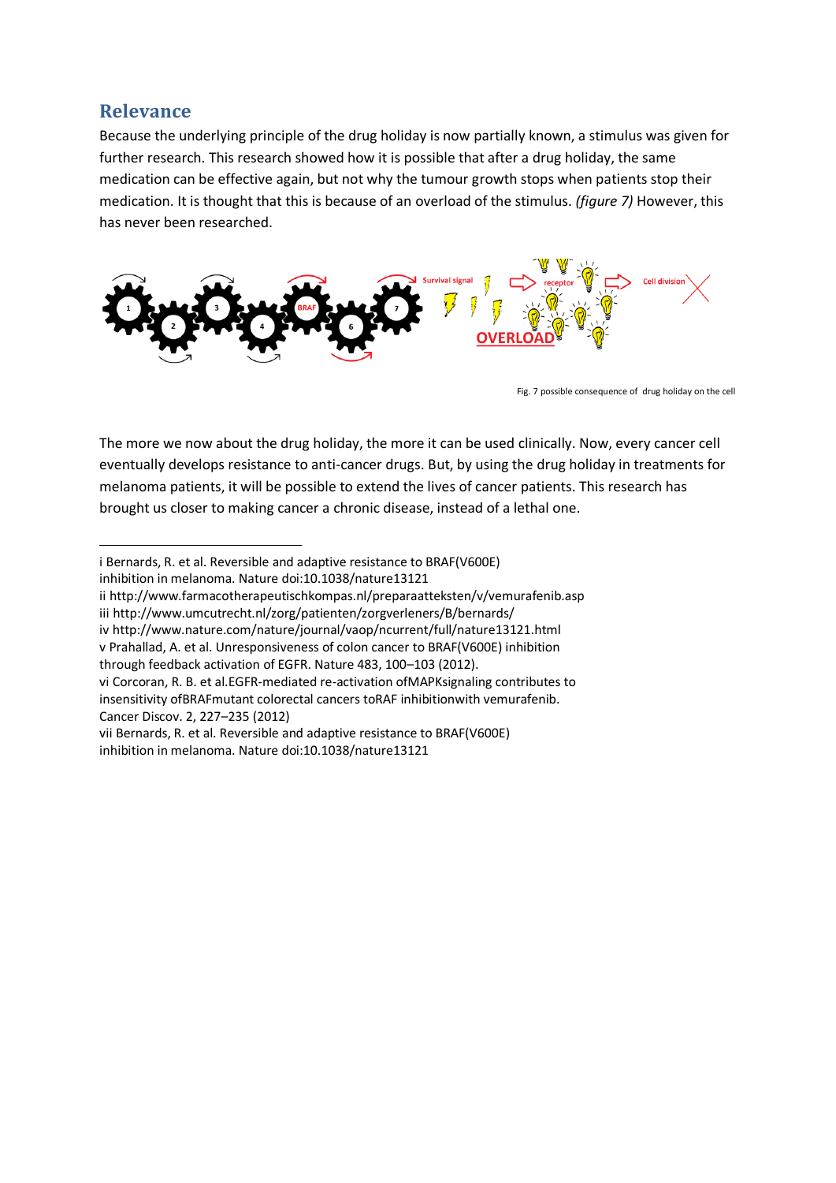## Relevance

Because the underlying principle of the drug holiday is now partially known, a stimulus was given for further research. This research showed how it is possible that after a drug holiday, the same medication can be effective again, but not why the tumour growth stops when patients stop their medication. It is thought that this is because of an overload of the stimulus. *(figure 7)* However, this has never been researched.

1 2 3 4 BRAF 6 7 Survival signal receptor Cell division OVERLOAD

Fig. 7 possible consequence of drug holiday on the cell

The more we now about the drug holiday, the more it can be used clinically. Now, every cancer cell eventually develops resistance to anti-cancer drugs. But, by using the drug holiday in treatments for melanoma patients, it will be possible to extend the lives of cancer patients. This research has brought us closer to making cancer a chronic disease, instead of a lethal one.

---

i Bernards, R. et al. Reversible and adaptive resistance to BRAF(V600E) inhibition in melanoma. Nature doi:10.1038/nature13121

ii http://www.farmacotherapeutischkompas.nl/preparaatteksten/v/vemurafenib.asp

iii http://www.umcutrecht.nl/zorg/patienten/zorgverleners/B/bernards/

iv http://www.nature.com/nature/journal/vaop/ncurrent/full/nature13121.html

v Prahallad, A. et al. Unresponsiveness of colon cancer to BRAF(V600E) inhibition through feedback activation of EGFR. Nature 483, 100–103 (2012).

vi Corcoran, R. B. et al.EGFR-mediated re-activation ofMAPKsignaling contributes to insensitivity ofBRAFmutant colorectal cancers toRAF inhibitionwith vemurafenib. Cancer Discov. 2, 227–235 (2012)

vii Bernards, R. et al. Reversible and adaptive resistance to BRAF(V600E) inhibition in melanoma. Nature doi:10.1038/nature13121